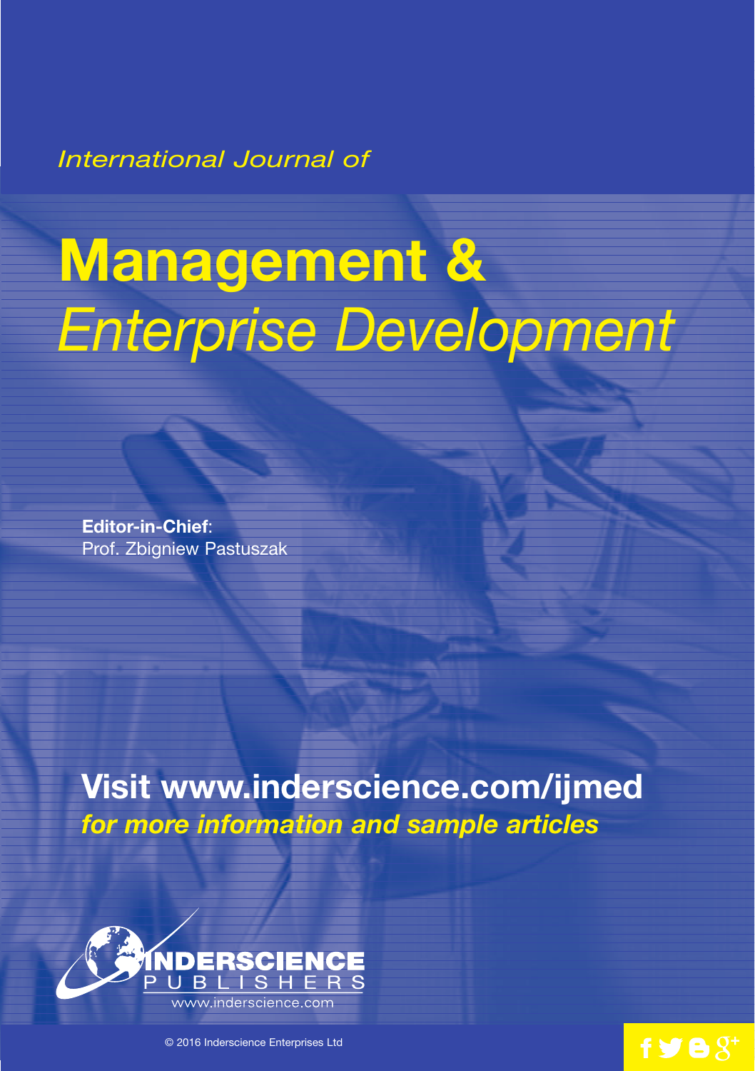*International Journal of*

# Management & *Enterprise Development*

**Editor-in-Chief**:
Prof. Zbigniew Pastuszak

## Visit www.inderscience.com/ijmed

***for more information and sample articles***

INDERSCIENCE PUBLISHERS
www.inderscience.com

© 2016 Inderscience Enterprises Ltd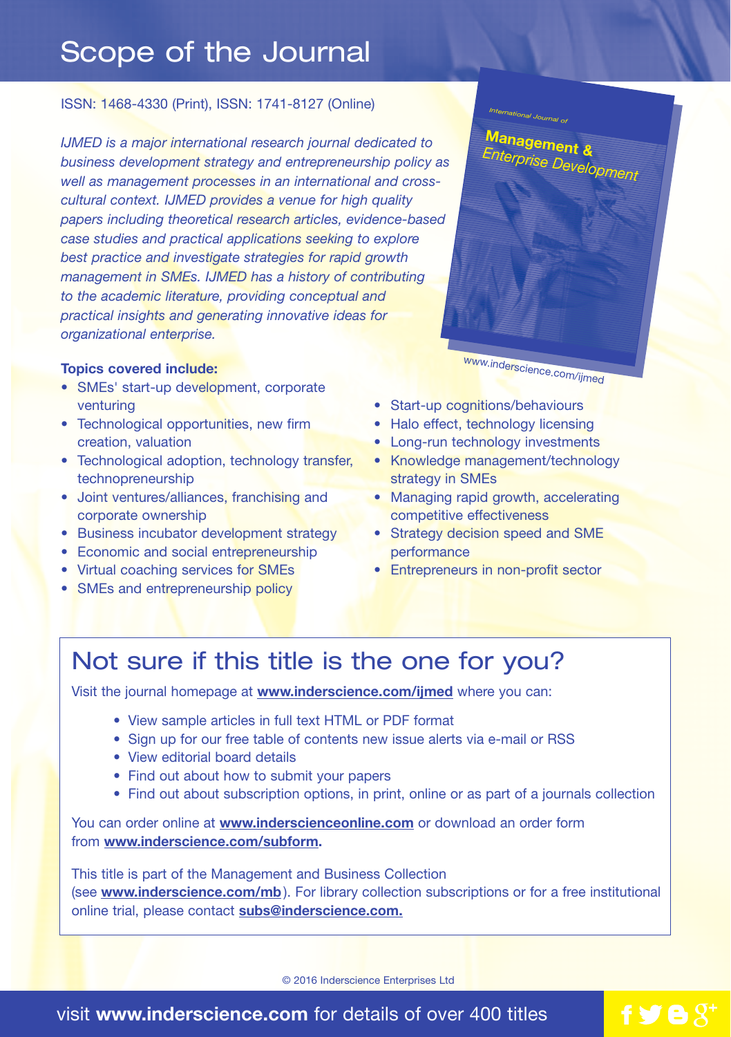# Scope of the Journal

ISSN: 1468-4330 (Print), ISSN: 1741-8127 (Online)

*IJMED is a major international research journal dedicated to business development strategy and entrepreneurship policy as well as management processes in an international and cross-cultural context. IJMED provides a venue for high quality papers including theoretical research articles, evidence-based case studies and practical applications seeking to explore best practice and investigate strategies for rapid growth management in SMEs. IJMED has a history of contributing to the academic literature, providing conceptual and practical insights and generating innovative ideas for organizational enterprise.*

International Journal of **Management &** *Enterprise Development*

www.inderscience.com/ijmed

**Topics covered include:**

- SMEs' start-up development, corporate venturing
- Technological opportunities, new firm creation, valuation
- Technological adoption, technology transfer, technopreneurship
- Joint ventures/alliances, franchising and corporate ownership
- Business incubator development strategy
- Economic and social entrepreneurship
- Virtual coaching services for SMEs
- SMEs and entrepreneurship policy
- Start-up cognitions/behaviours
- Halo effect, technology licensing
- Long-run technology investments
- Knowledge management/technology strategy in SMEs
- Managing rapid growth, accelerating competitive effectiveness
- Strategy decision speed and SME performance
- Entrepreneurs in non-profit sector

## Not sure if this title is the one for you?

Visit the journal homepage at **www.inderscience.com/ijmed** where you can:

- View sample articles in full text HTML or PDF format
- Sign up for our free table of contents new issue alerts via e-mail or RSS
- View editorial board details
- Find out about how to submit your papers
- Find out about subscription options, in print, online or as part of a journals collection

You can order online at **www.inderscienceonline.com** or download an order form from **www.inderscience.com/subform.**

This title is part of the Management and Business Collection (see **www.inderscience.com/mb**). For library collection subscriptions or for a free institutional online trial, please contact **subs@inderscience.com.**

© 2016 Inderscience Enterprises Ltd

visit **www.inderscience.com** for details of over 400 titles